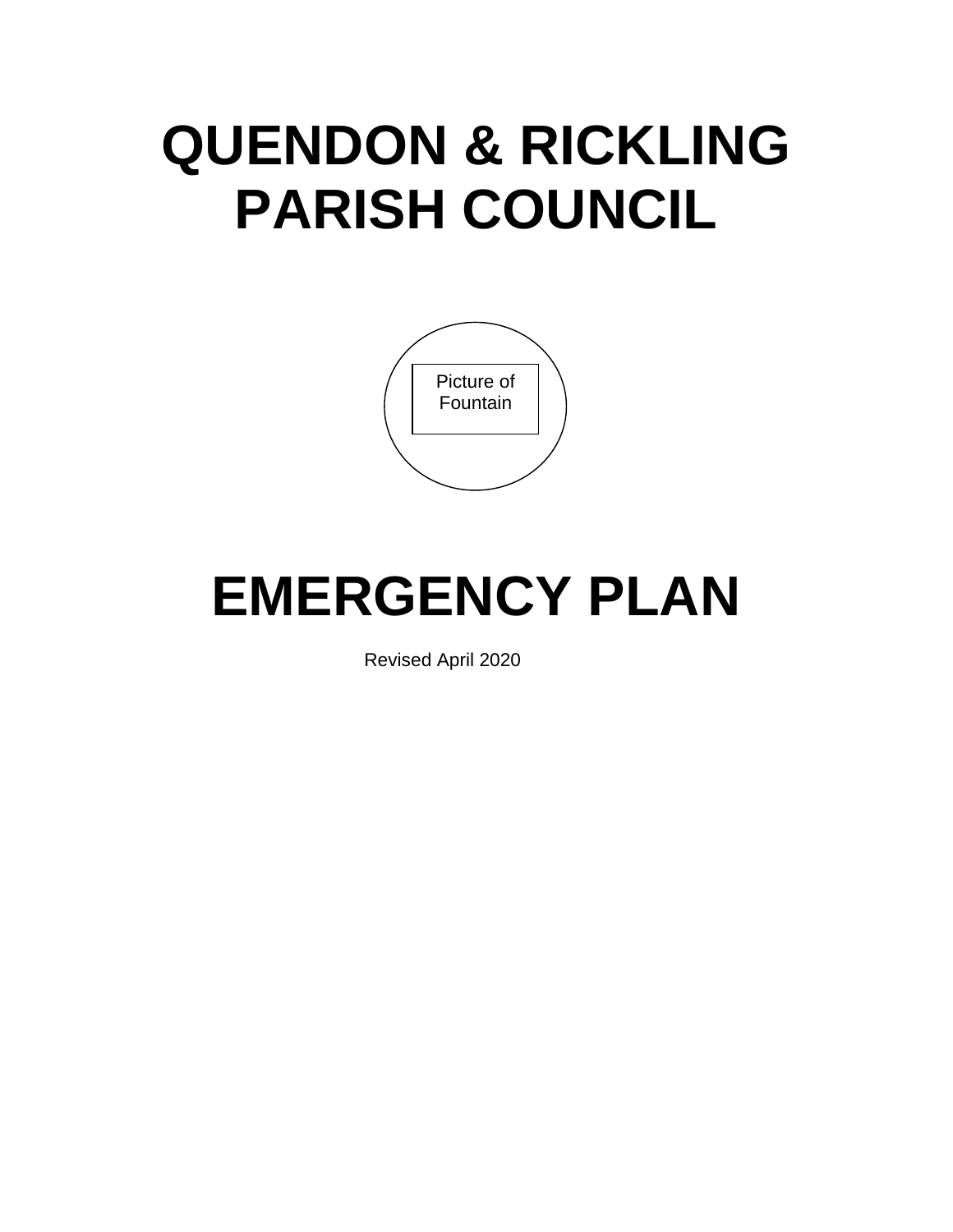# QUENDON & RICKLING PARISH COUNCIL

Picture of Fountain

# EMERGENCY PLAN

Revised April 2020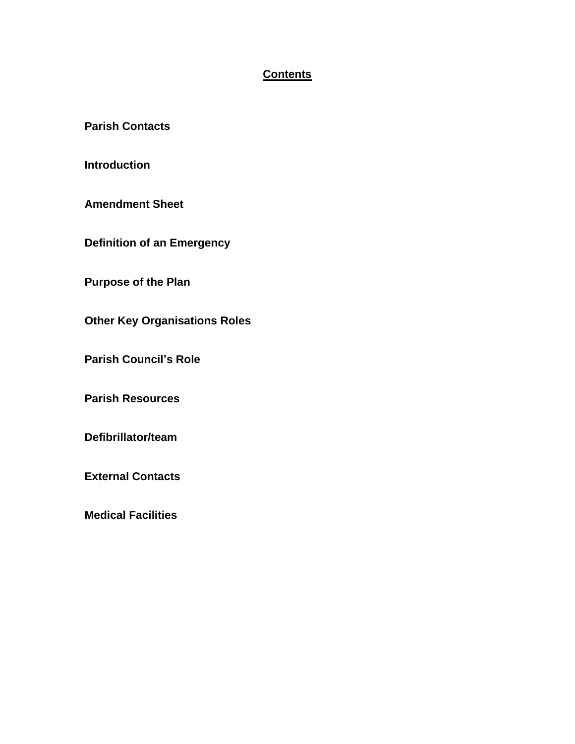# <u>Contents</u>

**Parish Contacts**

**Introduction**

**Amendment Sheet**

**Definition of an Emergency**

**Purpose of the Plan**

**Other Key Organisations Roles**

**Parish Council's Role**

**Parish Resources**

**Defibrillator/team**

**External Contacts**

**Medical Facilities**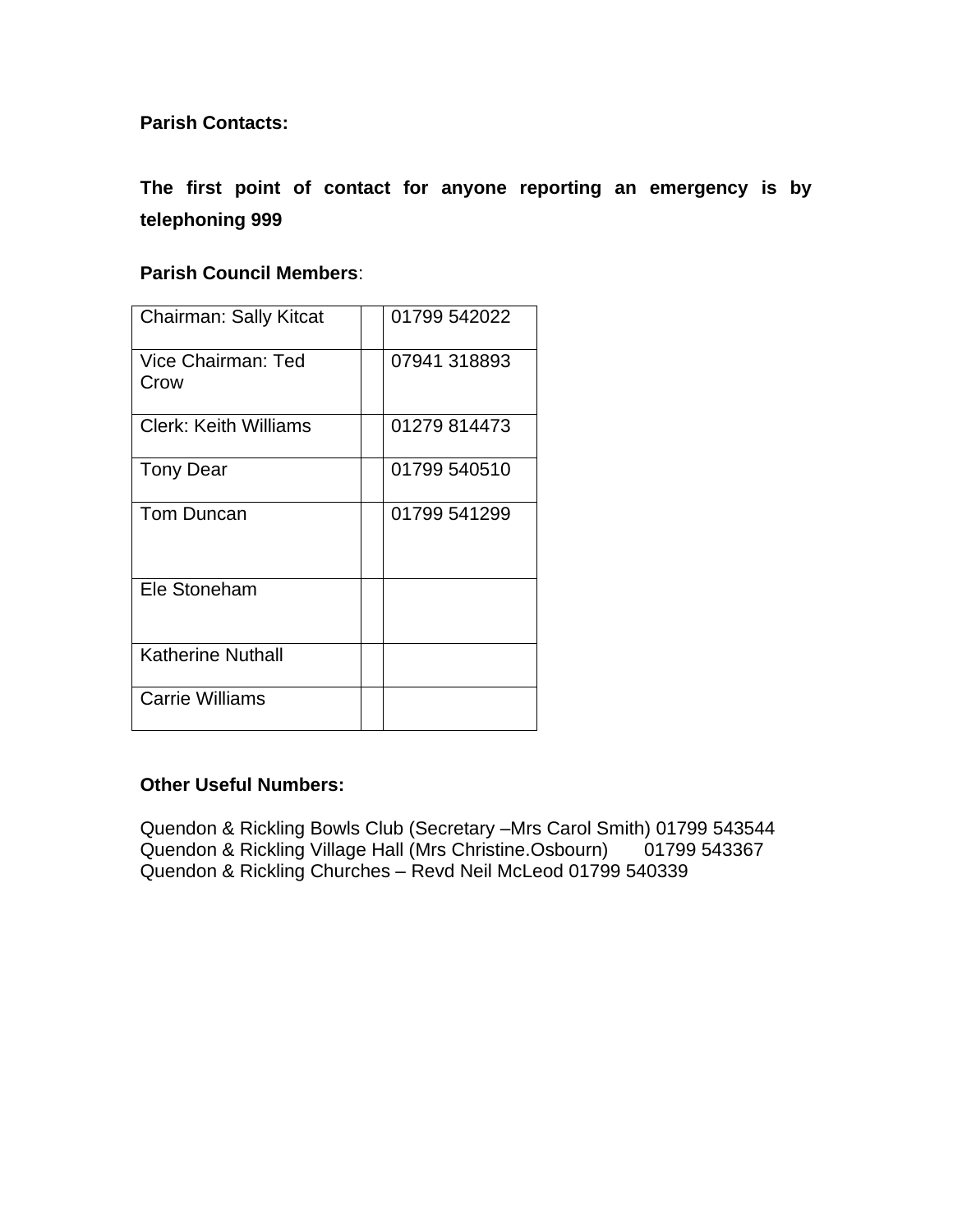**Parish Contacts:**

**The first point of contact for anyone reporting an emergency is by telephoning 999**

**Parish Council Members**:

| | | |
|---|---|---|
| Chairman: Sally Kitcat | | 01799 542022 |
| Vice Chairman: Ted Crow | | 07941 318893 |
| Clerk: Keith Williams | | 01279 814473 |
| Tony Dear | | 01799 540510 |
| Tom Duncan | | 01799 541299 |
| Ele Stoneham | | |
| Katherine Nuthall | | |
| Carrie Williams | | |

**Other Useful Numbers:**

Quendon & Rickling Bowls Club (Secretary –Mrs Carol Smith) 01799 543544
Quendon & Rickling Village Hall (Mrs Christine.Osbourn) 01799 543367
Quendon & Rickling Churches – Revd Neil McLeod 01799 540339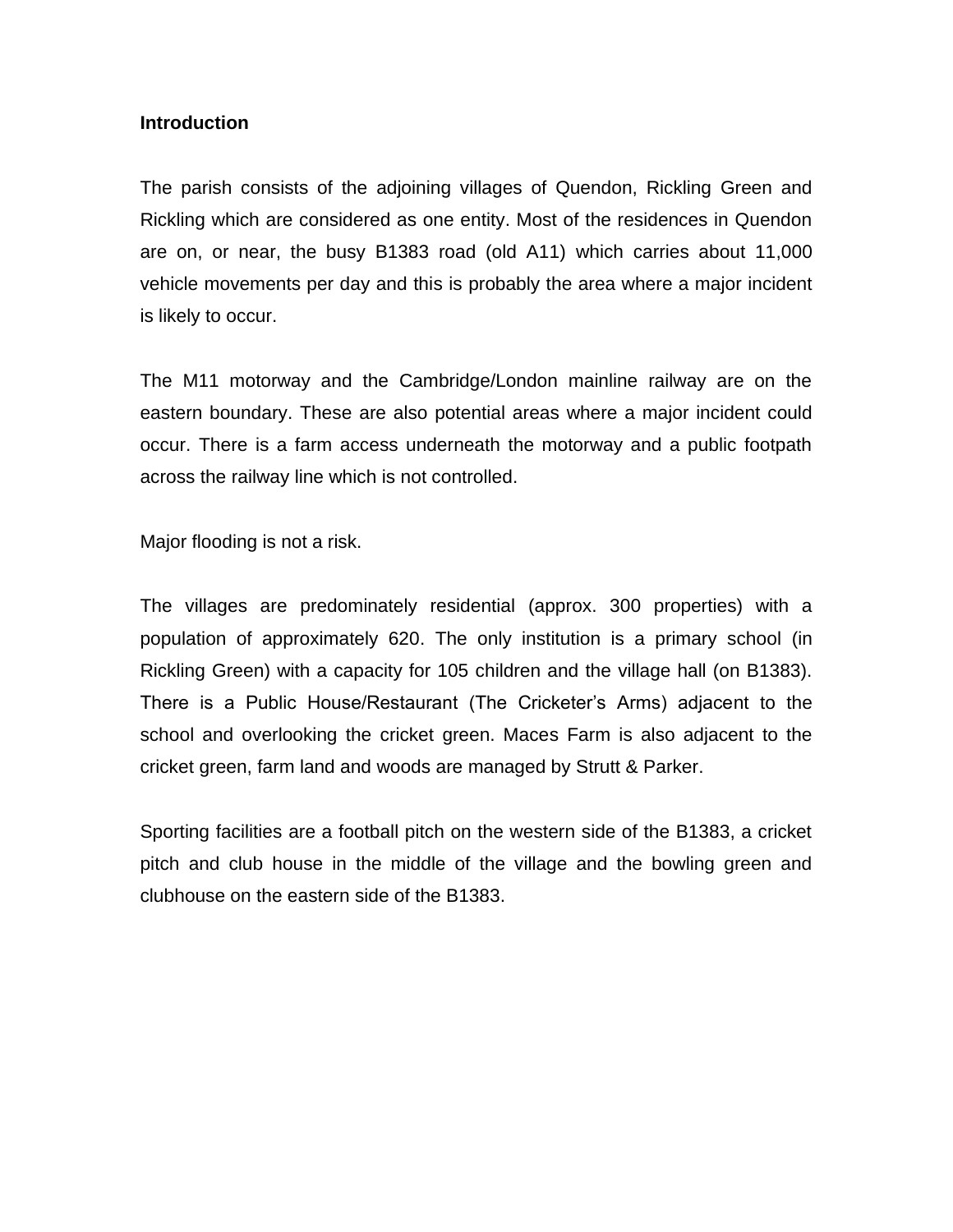**Introduction**

The parish consists of the adjoining villages of Quendon, Rickling Green and Rickling which are considered as one entity. Most of the residences in Quendon are on, or near, the busy B1383 road (old A11) which carries about 11,000 vehicle movements per day and this is probably the area where a major incident is likely to occur.

The M11 motorway and the Cambridge/London mainline railway are on the eastern boundary. These are also potential areas where a major incident could occur. There is a farm access underneath the motorway and a public footpath across the railway line which is not controlled.

Major flooding is not a risk.

The villages are predominately residential (approx. 300 properties) with a population of approximately 620. The only institution is a primary school (in Rickling Green) with a capacity for 105 children and the village hall (on B1383). There is a Public House/Restaurant (The Cricketer's Arms) adjacent to the school and overlooking the cricket green. Maces Farm is also adjacent to the cricket green, farm land and woods are managed by Strutt & Parker.

Sporting facilities are a football pitch on the western side of the B1383, a cricket pitch and club house in the middle of the village and the bowling green and clubhouse on the eastern side of the B1383.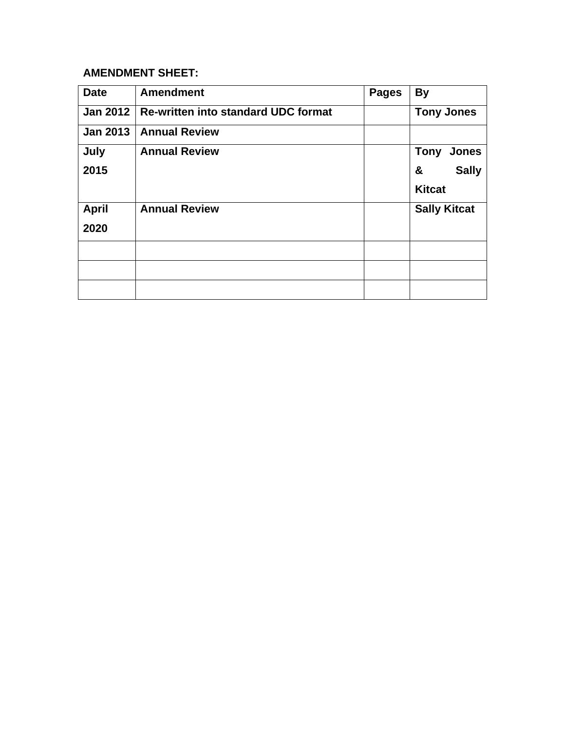**AMENDMENT SHEET:**

| Date | Amendment | Pages | By |
|---|---|---|---|
| Jan 2012 | Re-written into standard UDC format | | Tony Jones |
| Jan 2013 | Annual Review | | |
| July 2015 | Annual Review | | Tony Jones & Sally Kitcat |
| April 2020 | Annual Review | | Sally Kitcat |
| | | | |
| | | | |
| | | | |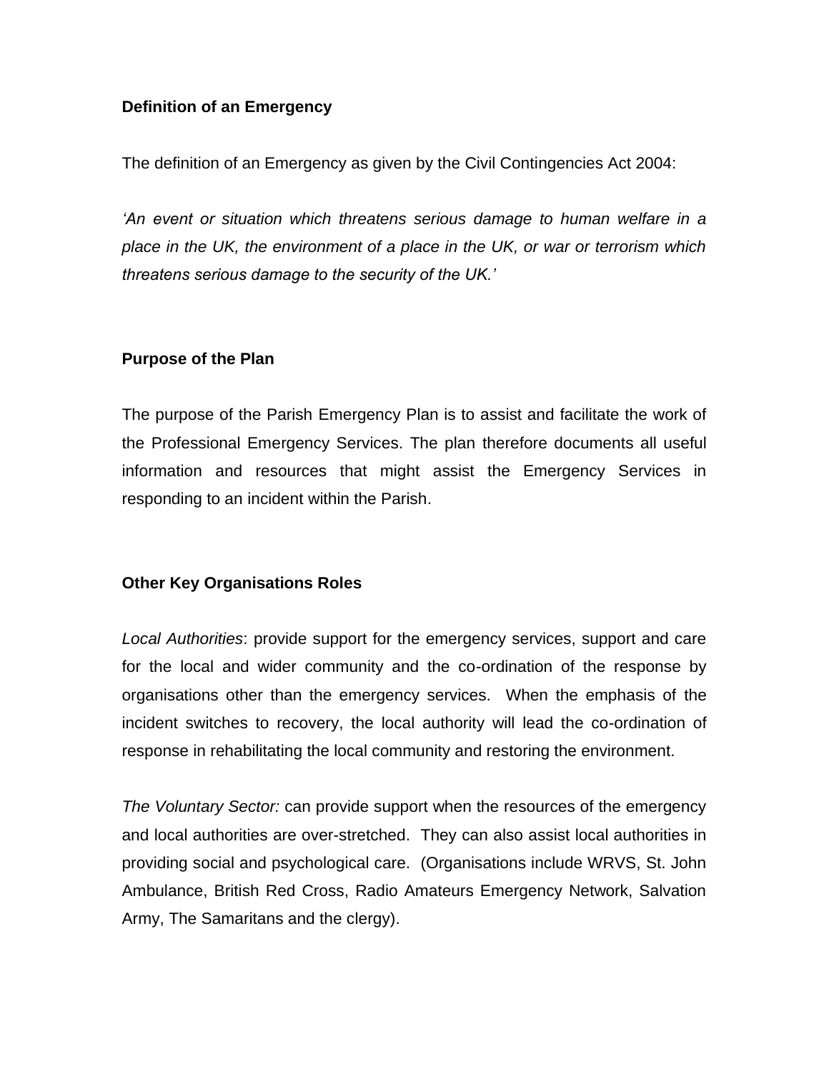**Definition of an Emergency**

The definition of an Emergency as given by the Civil Contingencies Act 2004:

*'An event or situation which threatens serious damage to human welfare in a place in the UK, the environment of a place in the UK, or war or terrorism which threatens serious damage to the security of the UK.'*

**Purpose of the Plan**

The purpose of the Parish Emergency Plan is to assist and facilitate the work of the Professional Emergency Services. The plan therefore documents all useful information and resources that might assist the Emergency Services in responding to an incident within the Parish.

**Other Key Organisations Roles**

*Local Authorities*: provide support for the emergency services, support and care for the local and wider community and the co-ordination of the response by organisations other than the emergency services. When the emphasis of the incident switches to recovery, the local authority will lead the co-ordination of response in rehabilitating the local community and restoring the environment.

*The Voluntary Sector:* can provide support when the resources of the emergency and local authorities are over-stretched. They can also assist local authorities in providing social and psychological care. (Organisations include WRVS, St. John Ambulance, British Red Cross, Radio Amateurs Emergency Network, Salvation Army, The Samaritans and the clergy).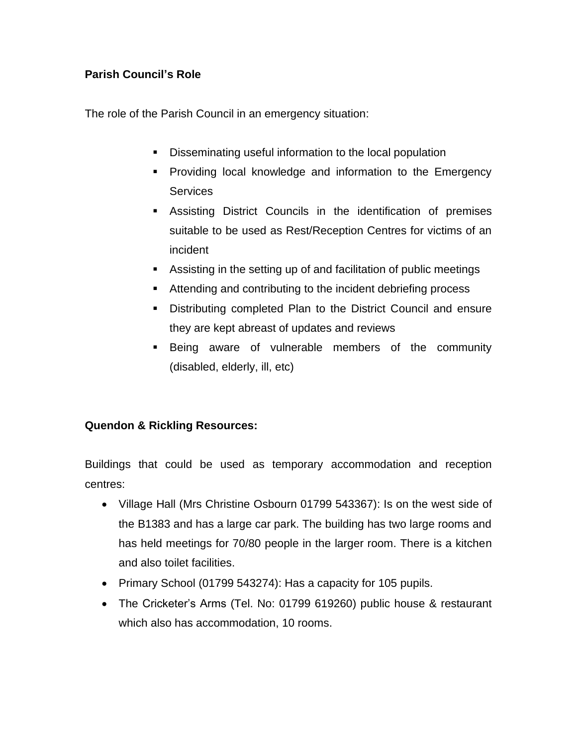**Parish Council's Role**

The role of the Parish Council in an emergency situation:

- Disseminating useful information to the local population
- Providing local knowledge and information to the Emergency Services
- Assisting District Councils in the identification of premises suitable to be used as Rest/Reception Centres for victims of an incident
- Assisting in the setting up of and facilitation of public meetings
- Attending and contributing to the incident debriefing process
- Distributing completed Plan to the District Council and ensure they are kept abreast of updates and reviews
- Being aware of vulnerable members of the community (disabled, elderly, ill, etc)

**Quendon & Rickling Resources:**

Buildings that could be used as temporary accommodation and reception centres:

- Village Hall (Mrs Christine Osbourn 01799 543367): Is on the west side of the B1383 and has a large car park. The building has two large rooms and has held meetings for 70/80 people in the larger room. There is a kitchen and also toilet facilities.
- Primary School (01799 543274): Has a capacity for 105 pupils.
- The Cricketer's Arms (Tel. No: 01799 619260) public house & restaurant which also has accommodation, 10 rooms.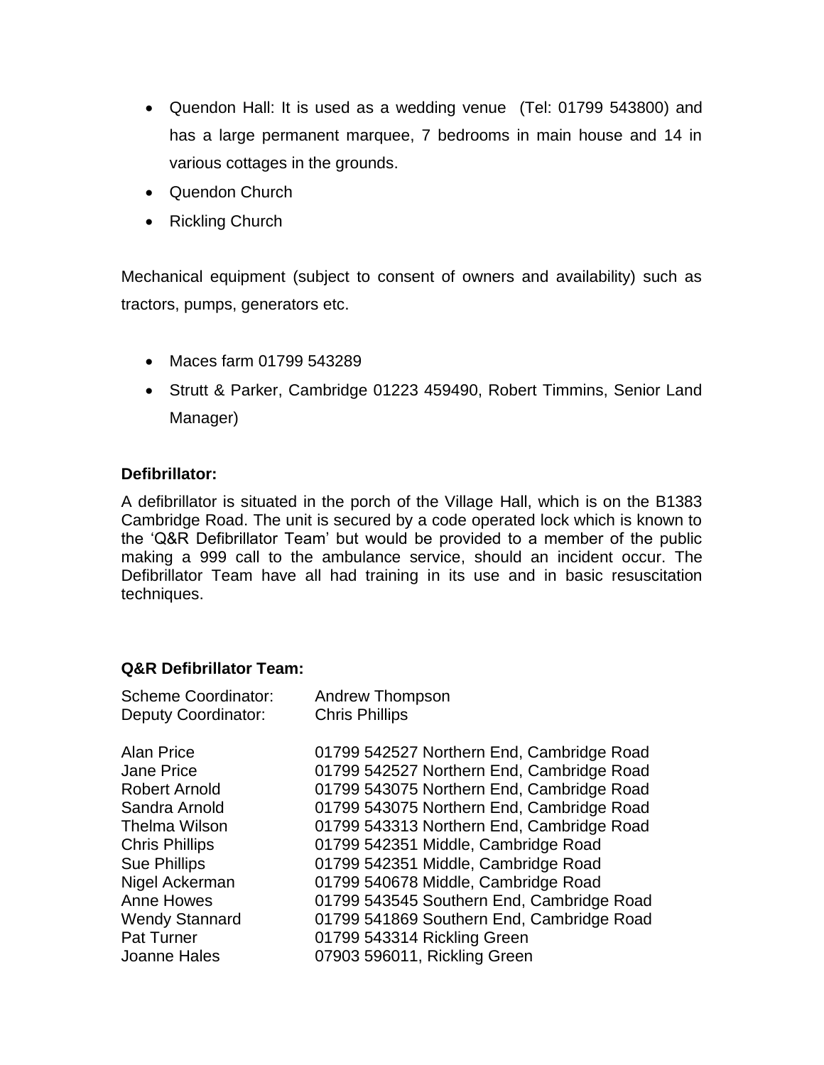- Quendon Hall: It is used as a wedding venue  (Tel: 01799 543800) and has a large permanent marquee, 7 bedrooms in main house and 14 in various cottages in the grounds.
- Quendon Church
- Rickling Church

Mechanical equipment (subject to consent of owners and availability) such as tractors, pumps, generators etc.

- Maces farm 01799 543289
- Strutt & Parker, Cambridge 01223 459490, Robert Timmins, Senior Land Manager)

**Defibrillator:**

A defibrillator is situated in the porch of the Village Hall, which is on the B1383 Cambridge Road. The unit is secured by a code operated lock which is known to the 'Q&R Defibrillator Team' but would be provided to a member of the public making a 999 call to the ambulance service, should an incident occur. The Defibrillator Team have all had training in its use and in basic resuscitation techniques.

**Q&R Defibrillator Team:**

| | |
|---|---|
| Scheme Coordinator: | Andrew Thompson |
| Deputy Coordinator: | Chris Phillips |
| | |
| Alan Price | 01799 542527 Northern End, Cambridge Road |
| Jane Price | 01799 542527 Northern End, Cambridge Road |
| Robert Arnold | 01799 543075 Northern End, Cambridge Road |
| Sandra Arnold | 01799 543075 Northern End, Cambridge Road |
| Thelma Wilson | 01799 543313 Northern End, Cambridge Road |
| Chris Phillips | 01799 542351 Middle, Cambridge Road |
| Sue Phillips | 01799 542351 Middle, Cambridge Road |
| Nigel Ackerman | 01799 540678 Middle, Cambridge Road |
| Anne Howes | 01799 543545 Southern End, Cambridge Road |
| Wendy Stannard | 01799 541869 Southern End, Cambridge Road |
| Pat Turner | 01799 543314 Rickling Green |
| Joanne Hales | 07903 596011, Rickling Green |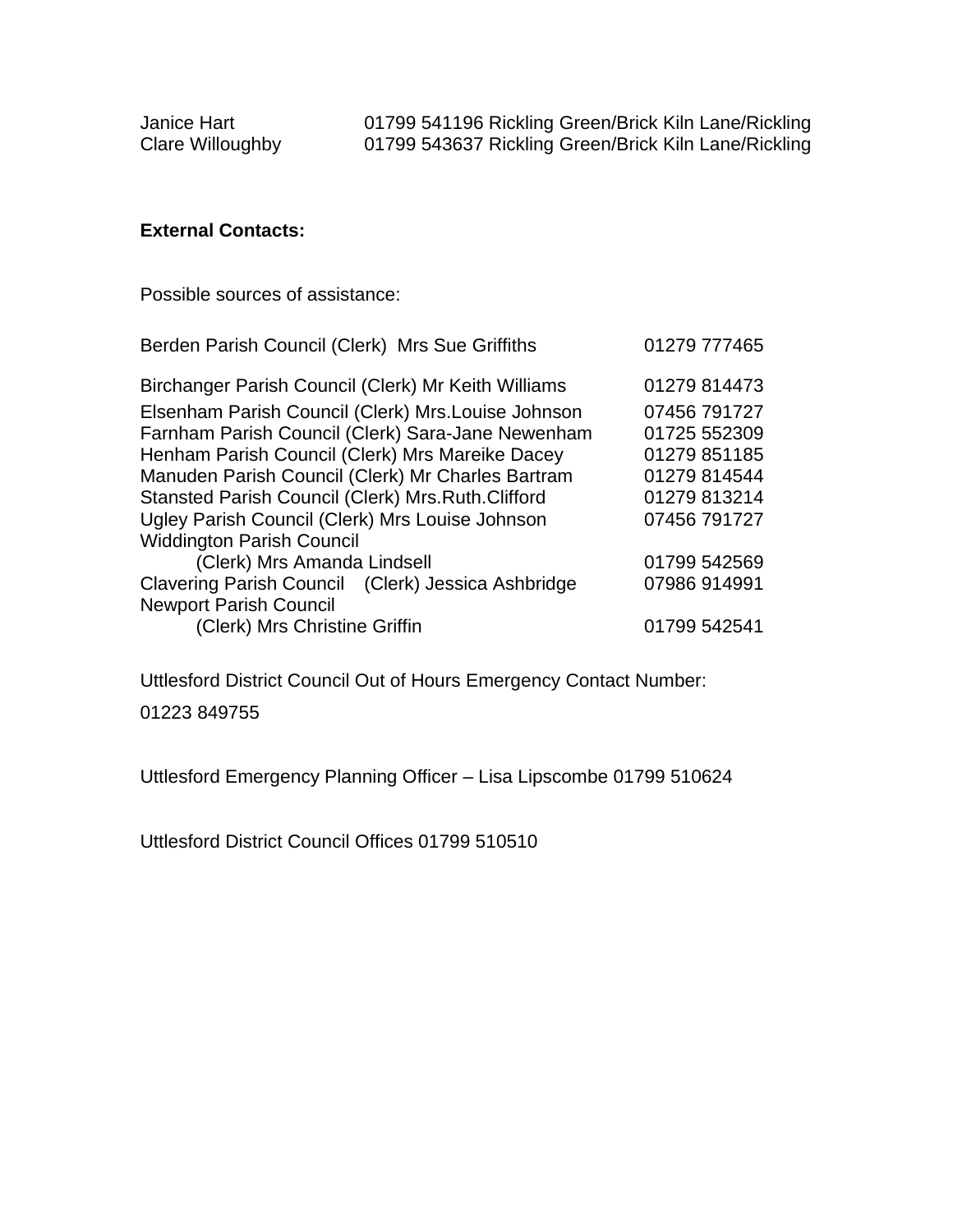Janice Hart 01799 541196 Rickling Green/Brick Kiln Lane/Rickling
Clare Willoughby 01799 543637 Rickling Green/Brick Kiln Lane/Rickling

**External Contacts:**

Possible sources of assistance:

| | |
|---|---|
| Berden Parish Council (Clerk) Mrs Sue Griffiths | 01279 777465 |
| Birchanger Parish Council (Clerk) Mr Keith Williams | 01279 814473 |
| Elsenham Parish Council (Clerk) Mrs.Louise Johnson | 07456 791727 |
| Farnham Parish Council (Clerk) Sara-Jane Newenham | 01725 552309 |
| Henham Parish Council (Clerk) Mrs Mareike Dacey | 01279 851185 |
| Manuden Parish Council (Clerk) Mr Charles Bartram | 01279 814544 |
| Stansted Parish Council (Clerk) Mrs.Ruth.Clifford | 01279 813214 |
| Ugley Parish Council (Clerk) Mrs Louise Johnson | 07456 791727 |
| Widdington Parish Council (Clerk) Mrs Amanda Lindsell | 01799 542569 |
| Clavering Parish Council (Clerk) Jessica Ashbridge | 07986 914991 |
| Newport Parish Council (Clerk) Mrs Christine Griffin | 01799 542541 |

Uttlesford District Council Out of Hours Emergency Contact Number:

01223 849755

Uttlesford Emergency Planning Officer – Lisa Lipscombe 01799 510624

Uttlesford District Council Offices 01799 510510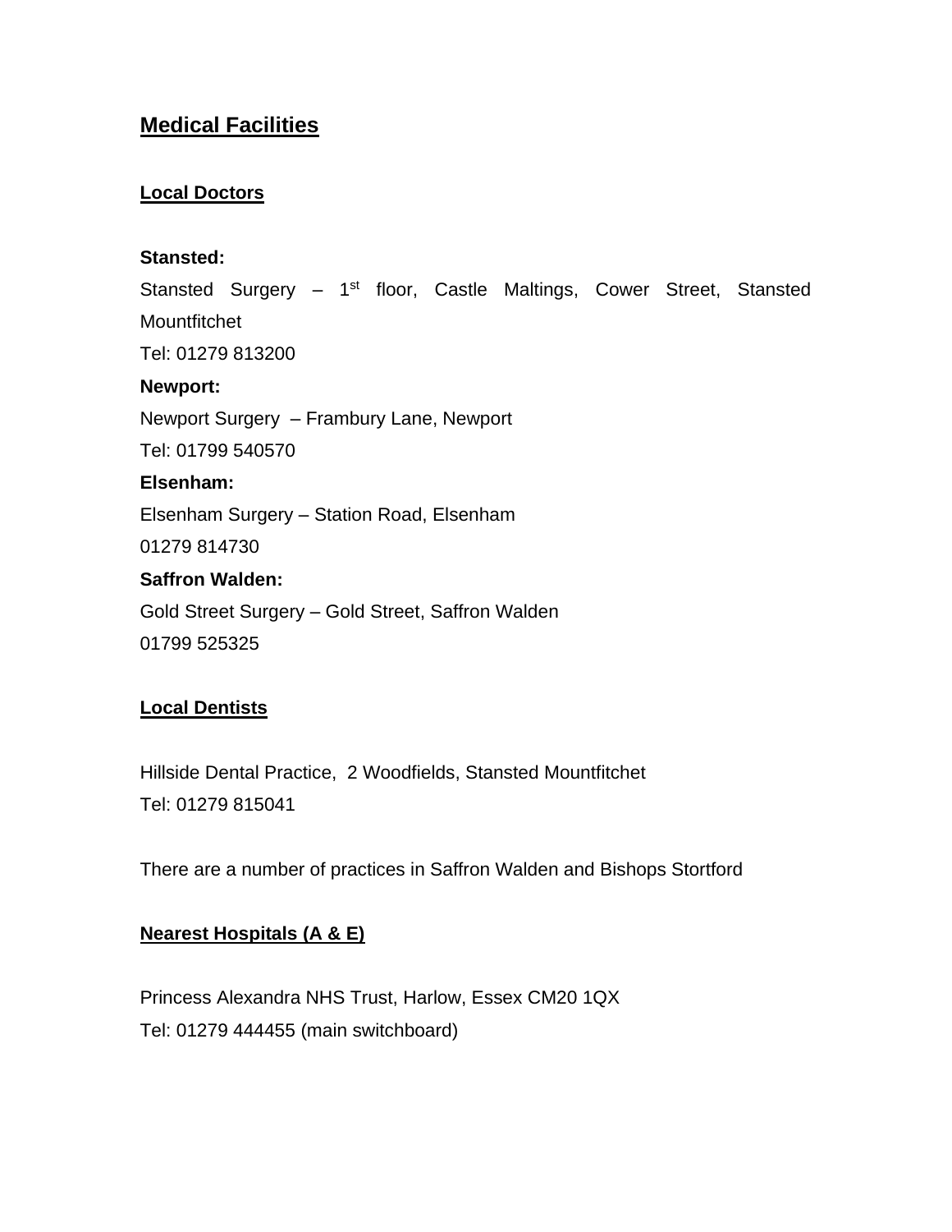# Medical Facilities

## Local Doctors

**Stansted:**

Stansted Surgery – 1st floor, Castle Maltings, Cower Street, Stansted Mountfitchet

Tel: 01279 813200

**Newport:**

Newport Surgery – Frambury Lane, Newport

Tel: 01799 540570

**Elsenham:**

Elsenham Surgery – Station Road, Elsenham

01279 814730

**Saffron Walden:**

Gold Street Surgery – Gold Street, Saffron Walden

01799 525325

## Local Dentists

Hillside Dental Practice, 2 Woodfields, Stansted Mountfitchet

Tel: 01279 815041

There are a number of practices in Saffron Walden and Bishops Stortford

## Nearest Hospitals (A & E)

Princess Alexandra NHS Trust, Harlow, Essex CM20 1QX

Tel: 01279 444455 (main switchboard)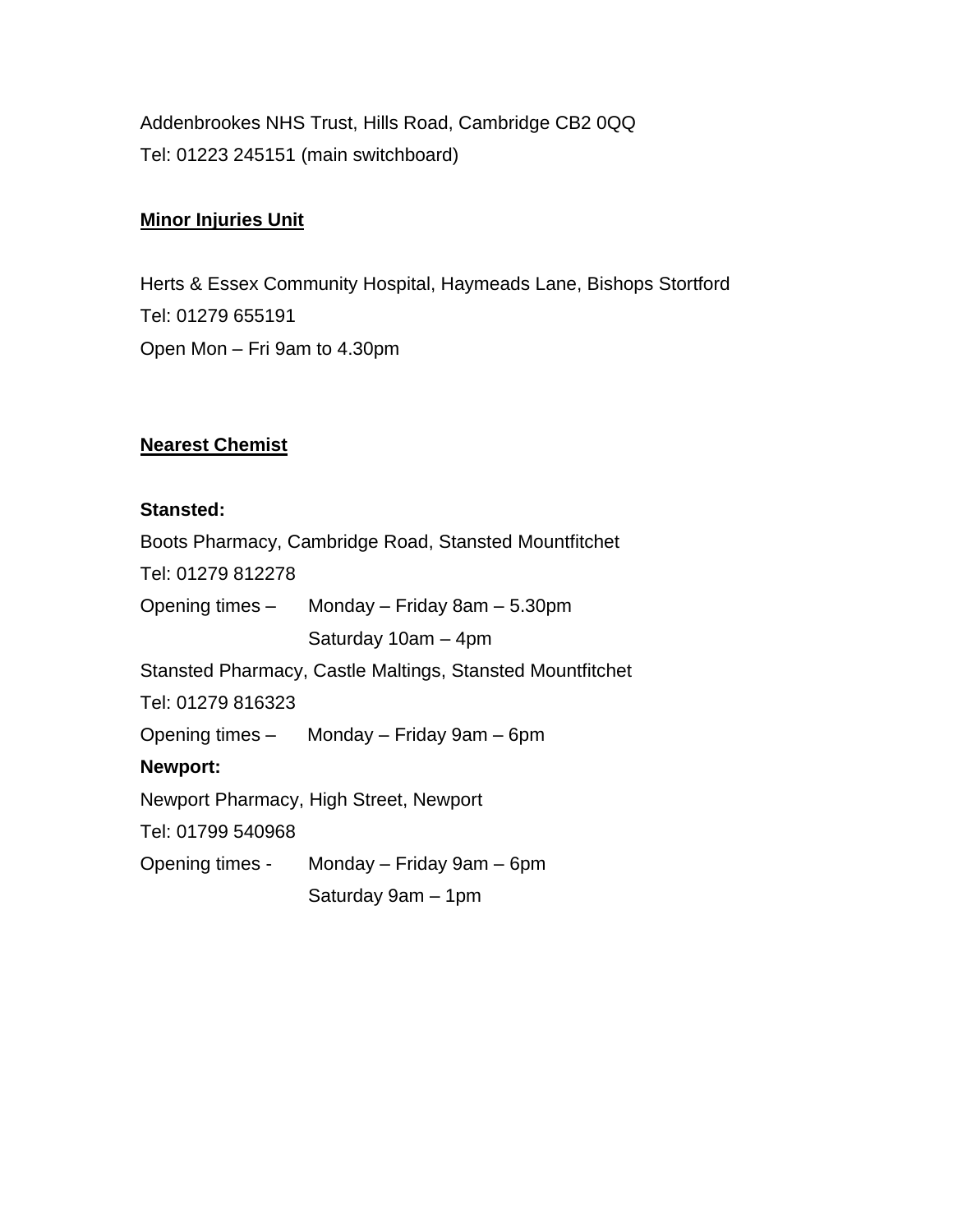Addenbrookes NHS Trust, Hills Road, Cambridge CB2 0QQ
Tel: 01223 245151 (main switchboard)

**Minor Injuries Unit**

Herts & Essex Community Hospital, Haymeads Lane, Bishops Stortford
Tel: 01279 655191
Open Mon – Fri 9am to 4.30pm

**Nearest Chemist**

**Stansted:**

Boots Pharmacy, Cambridge Road, Stansted Mountfitchet
Tel: 01279 812278
Opening times – Monday – Friday 8am – 5.30pm
Saturday 10am – 4pm

Stansted Pharmacy, Castle Maltings, Stansted Mountfitchet
Tel: 01279 816323
Opening times – Monday – Friday 9am – 6pm

**Newport:**

Newport Pharmacy, High Street, Newport
Tel: 01799 540968
Opening times - Monday – Friday 9am – 6pm
Saturday 9am – 1pm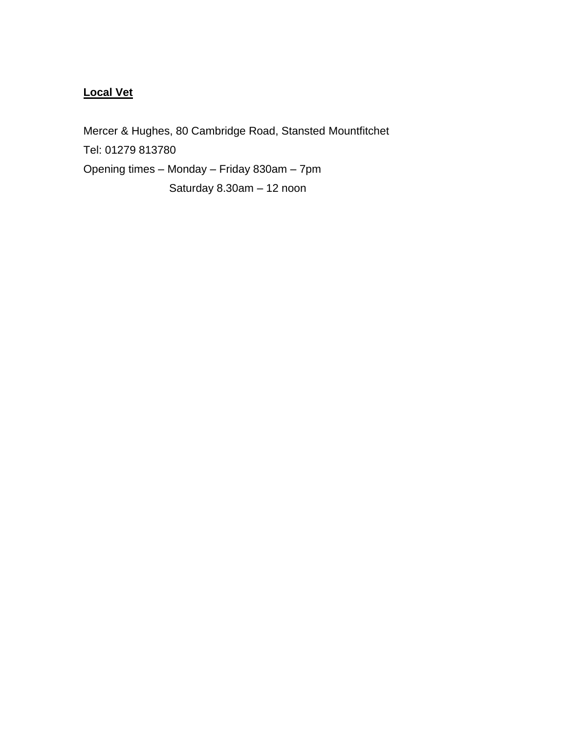**Local Vet**

Mercer & Hughes, 80 Cambridge Road, Stansted Mountfitchet

Tel: 01279 813780

Opening times – Monday – Friday 830am – 7pm

Saturday 8.30am – 12 noon